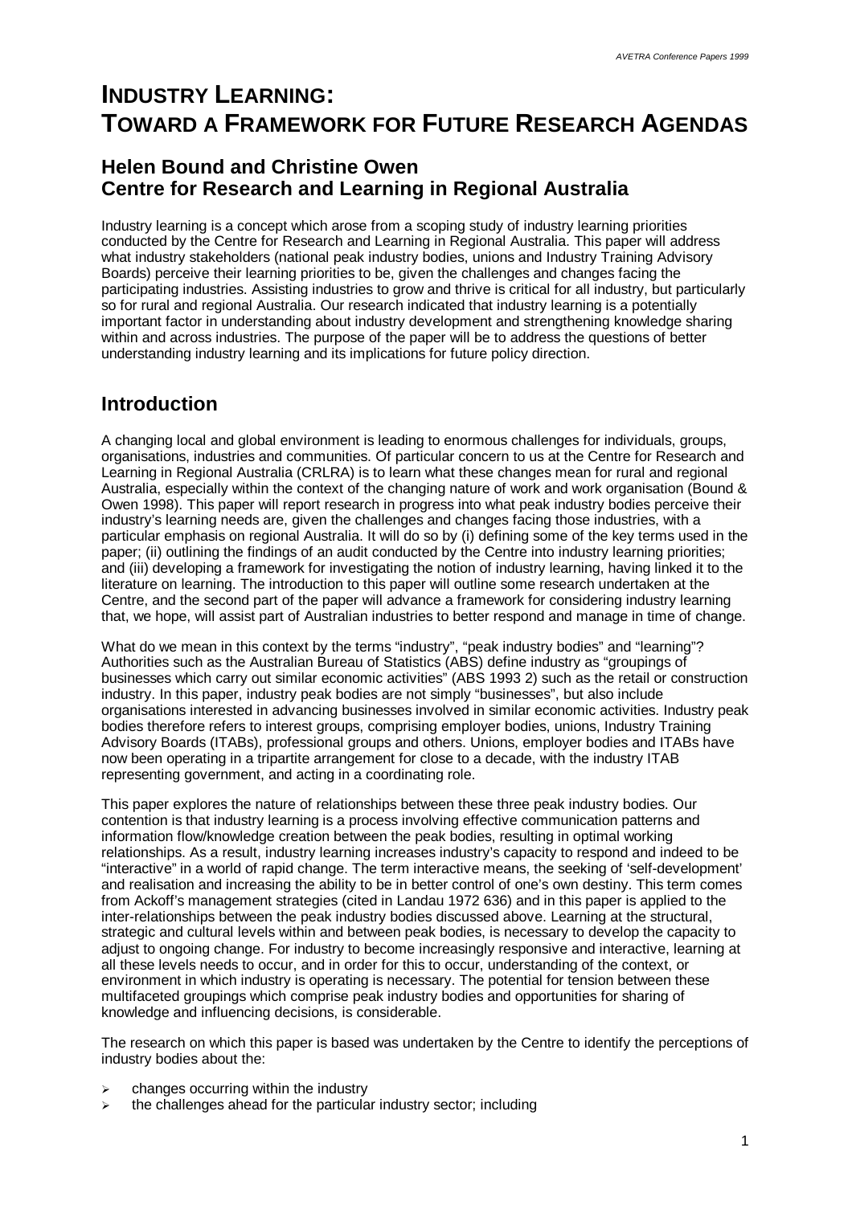# INDUSTRY LEARNING: TOWARD A FRAMEWORK FOR FUTURE RESEARCH AGENDAS

## Helen Bound and Christine Owen
## Centre for Research and Learning in Regional Australia

Industry learning is a concept which arose from a scoping study of industry learning priorities conducted by the Centre for Research and Learning in Regional Australia. This paper will address what industry stakeholders (national peak industry bodies, unions and Industry Training Advisory Boards) perceive their learning priorities to be, given the challenges and changes facing the participating industries. Assisting industries to grow and thrive is critical for all industry, but particularly so for rural and regional Australia. Our research indicated that industry learning is a potentially important factor in understanding about industry development and strengthening knowledge sharing within and across industries. The purpose of the paper will be to address the questions of better understanding industry learning and its implications for future policy direction.

## Introduction

A changing local and global environment is leading to enormous challenges for individuals, groups, organisations, industries and communities. Of particular concern to us at the Centre for Research and Learning in Regional Australia (CRLRA) is to learn what these changes mean for rural and regional Australia, especially within the context of the changing nature of work and work organisation (Bound & Owen 1998). This paper will report research in progress into what peak industry bodies perceive their industry's learning needs are, given the challenges and changes facing those industries, with a particular emphasis on regional Australia. It will do so by (i) defining some of the key terms used in the paper; (ii) outlining the findings of an audit conducted by the Centre into industry learning priorities; and (iii) developing a framework for investigating the notion of industry learning, having linked it to the literature on learning. The introduction to this paper will outline some research undertaken at the Centre, and the second part of the paper will advance a framework for considering industry learning that, we hope, will assist part of Australian industries to better respond and manage in time of change.

What do we mean in this context by the terms "industry", "peak industry bodies" and "learning"? Authorities such as the Australian Bureau of Statistics (ABS) define industry as "groupings of businesses which carry out similar economic activities" (ABS 1993 2) such as the retail or construction industry. In this paper, industry peak bodies are not simply "businesses", but also include organisations interested in advancing businesses involved in similar economic activities. Industry peak bodies therefore refers to interest groups, comprising employer bodies, unions, Industry Training Advisory Boards (ITABs), professional groups and others. Unions, employer bodies and ITABs have now been operating in a tripartite arrangement for close to a decade, with the industry ITAB representing government, and acting in a coordinating role.

This paper explores the nature of relationships between these three peak industry bodies. Our contention is that industry learning is a process involving effective communication patterns and information flow/knowledge creation between the peak bodies, resulting in optimal working relationships. As a result, industry learning increases industry's capacity to respond and indeed to be "interactive" in a world of rapid change. The term interactive means, the seeking of 'self-development' and realisation and increasing the ability to be in better control of one's own destiny. This term comes from Ackoff's management strategies (cited in Landau 1972 636) and in this paper is applied to the inter-relationships between the peak industry bodies discussed above. Learning at the structural, strategic and cultural levels within and between peak bodies, is necessary to develop the capacity to adjust to ongoing change. For industry to become increasingly responsive and interactive, learning at all these levels needs to occur, and in order for this to occur, understanding of the context, or environment in which industry is operating is necessary. The potential for tension between these multifaceted groupings which comprise peak industry bodies and opportunities for sharing of knowledge and influencing decisions, is considerable.

The research on which this paper is based was undertaken by the Centre to identify the perceptions of industry bodies about the:

- changes occurring within the industry
- the challenges ahead for the particular industry sector; including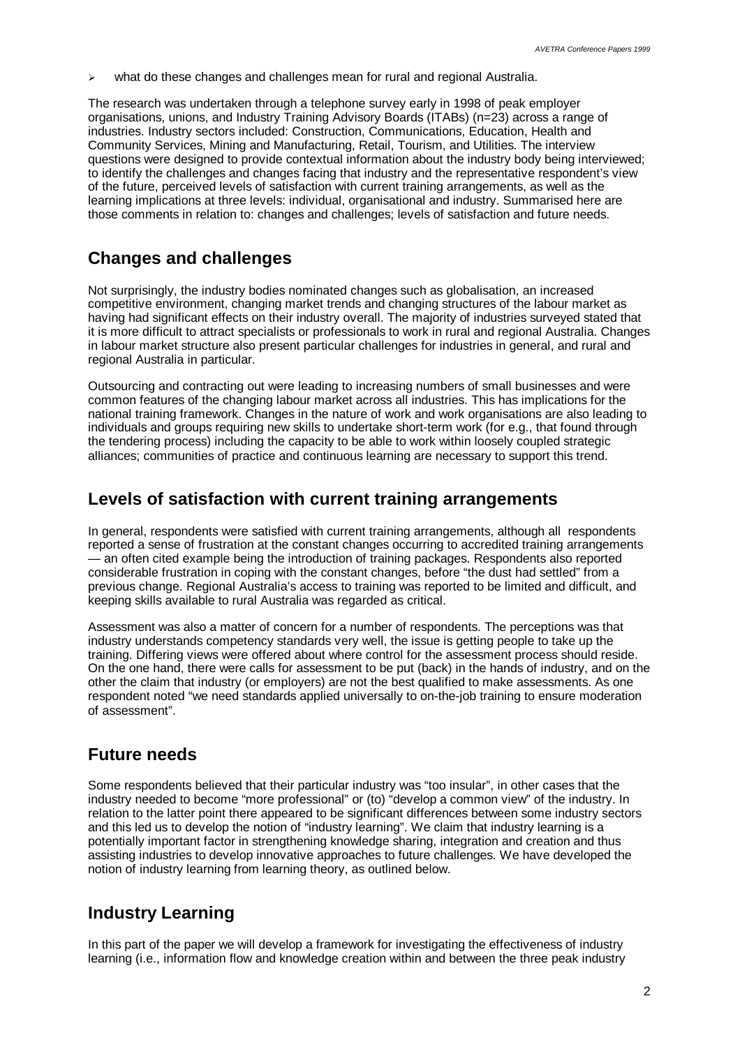- what do these changes and challenges mean for rural and regional Australia.

The research was undertaken through a telephone survey early in 1998 of peak employer organisations, unions, and Industry Training Advisory Boards (ITABs) (n=23) across a range of industries. Industry sectors included: Construction, Communications, Education, Health and Community Services, Mining and Manufacturing, Retail, Tourism, and Utilities. The interview questions were designed to provide contextual information about the industry body being interviewed; to identify the challenges and changes facing that industry and the representative respondent's view of the future, perceived levels of satisfaction with current training arrangements, as well as the learning implications at three levels: individual, organisational and industry. Summarised here are those comments in relation to: changes and challenges; levels of satisfaction and future needs.

## Changes and challenges

Not surprisingly, the industry bodies nominated changes such as globalisation, an increased competitive environment, changing market trends and changing structures of the labour market as having had significant effects on their industry overall. The majority of industries surveyed stated that it is more difficult to attract specialists or professionals to work in rural and regional Australia. Changes in labour market structure also present particular challenges for industries in general, and rural and regional Australia in particular.

Outsourcing and contracting out were leading to increasing numbers of small businesses and were common features of the changing labour market across all industries. This has implications for the national training framework. Changes in the nature of work and work organisations are also leading to individuals and groups requiring new skills to undertake short-term work (for e.g., that found through the tendering process) including the capacity to be able to work within loosely coupled strategic alliances; communities of practice and continuous learning are necessary to support this trend.

## Levels of satisfaction with current training arrangements

In general, respondents were satisfied with current training arrangements, although all respondents reported a sense of frustration at the constant changes occurring to accredited training arrangements — an often cited example being the introduction of training packages. Respondents also reported considerable frustration in coping with the constant changes, before "the dust had settled" from a previous change. Regional Australia's access to training was reported to be limited and difficult, and keeping skills available to rural Australia was regarded as critical.

Assessment was also a matter of concern for a number of respondents. The perceptions was that industry understands competency standards very well, the issue is getting people to take up the training. Differing views were offered about where control for the assessment process should reside. On the one hand, there were calls for assessment to be put (back) in the hands of industry, and on the other the claim that industry (or employers) are not the best qualified to make assessments. As one respondent noted "we need standards applied universally to on-the-job training to ensure moderation of assessment".

## Future needs

Some respondents believed that their particular industry was "too insular", in other cases that the industry needed to become "more professional" or (to) "develop a common view" of the industry. In relation to the latter point there appeared to be significant differences between some industry sectors and this led us to develop the notion of "industry learning". We claim that industry learning is a potentially important factor in strengthening knowledge sharing, integration and creation and thus assisting industries to develop innovative approaches to future challenges. We have developed the notion of industry learning from learning theory, as outlined below.

## Industry Learning

In this part of the paper we will develop a framework for investigating the effectiveness of industry learning (i.e., information flow and knowledge creation within and between the three peak industry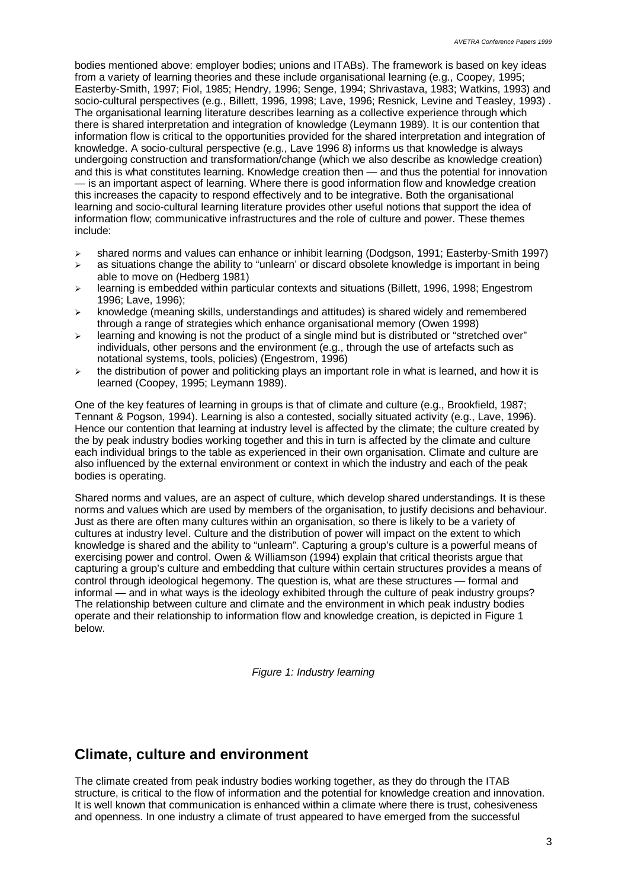bodies mentioned above: employer bodies; unions and ITABs). The framework is based on key ideas from a variety of learning theories and these include organisational learning (e.g., Coopey, 1995; Easterby-Smith, 1997; Fiol, 1985; Hendry, 1996; Senge, 1994; Shrivastava, 1983; Watkins, 1993) and socio-cultural perspectives (e.g., Billett, 1996, 1998; Lave, 1996; Resnick, Levine and Teasley, 1993) . The organisational learning literature describes learning as a collective experience through which there is shared interpretation and integration of knowledge (Leymann 1989). It is our contention that information flow is critical to the opportunities provided for the shared interpretation and integration of knowledge. A socio-cultural perspective (e.g., Lave 1996 8) informs us that knowledge is always undergoing construction and transformation/change (which we also describe as knowledge creation) and this is what constitutes learning. Knowledge creation then — and thus the potential for innovation — is an important aspect of learning. Where there is good information flow and knowledge creation this increases the capacity to respond effectively and to be integrative. Both the organisational learning and socio-cultural learning literature provides other useful notions that support the idea of information flow; communicative infrastructures and the role of culture and power. These themes include:

- shared norms and values can enhance or inhibit learning (Dodgson, 1991; Easterby-Smith 1997)
- as situations change the ability to "unlearn' or discard obsolete knowledge is important in being able to move on (Hedberg 1981)
- learning is embedded within particular contexts and situations (Billett, 1996, 1998; Engestrom 1996; Lave, 1996);
- knowledge (meaning skills, understandings and attitudes) is shared widely and remembered through a range of strategies which enhance organisational memory (Owen 1998)
- learning and knowing is not the product of a single mind but is distributed or "stretched over" individuals, other persons and the environment (e.g., through the use of artefacts such as notational systems, tools, policies) (Engestrom, 1996)
- the distribution of power and politicking plays an important role in what is learned, and how it is learned (Coopey, 1995; Leymann 1989).

One of the key features of learning in groups is that of climate and culture (e.g., Brookfield, 1987; Tennant & Pogson, 1994). Learning is also a contested, socially situated activity (e.g., Lave, 1996). Hence our contention that learning at industry level is affected by the climate; the culture created by the by peak industry bodies working together and this in turn is affected by the climate and culture each individual brings to the table as experienced in their own organisation. Climate and culture are also influenced by the external environment or context in which the industry and each of the peak bodies is operating.

Shared norms and values, are an aspect of culture, which develop shared understandings. It is these norms and values which are used by members of the organisation, to justify decisions and behaviour. Just as there are often many cultures within an organisation, so there is likely to be a variety of cultures at industry level. Culture and the distribution of power will impact on the extent to which knowledge is shared and the ability to "unlearn". Capturing a group's culture is a powerful means of exercising power and control. Owen & Williamson (1994) explain that critical theorists argue that capturing a group's culture and embedding that culture within certain structures provides a means of control through ideological hegemony. The question is, what are these structures — formal and informal — and in what ways is the ideology exhibited through the culture of peak industry groups? The relationship between culture and climate and the environment in which peak industry bodies operate and their relationship to information flow and knowledge creation, is depicted in Figure 1 below.

*Figure 1: Industry learning*

## Climate, culture and environment

The climate created from peak industry bodies working together, as they do through the ITAB structure, is critical to the flow of information and the potential for knowledge creation and innovation. It is well known that communication is enhanced within a climate where there is trust, cohesiveness and openness. In one industry a climate of trust appeared to have emerged from the successful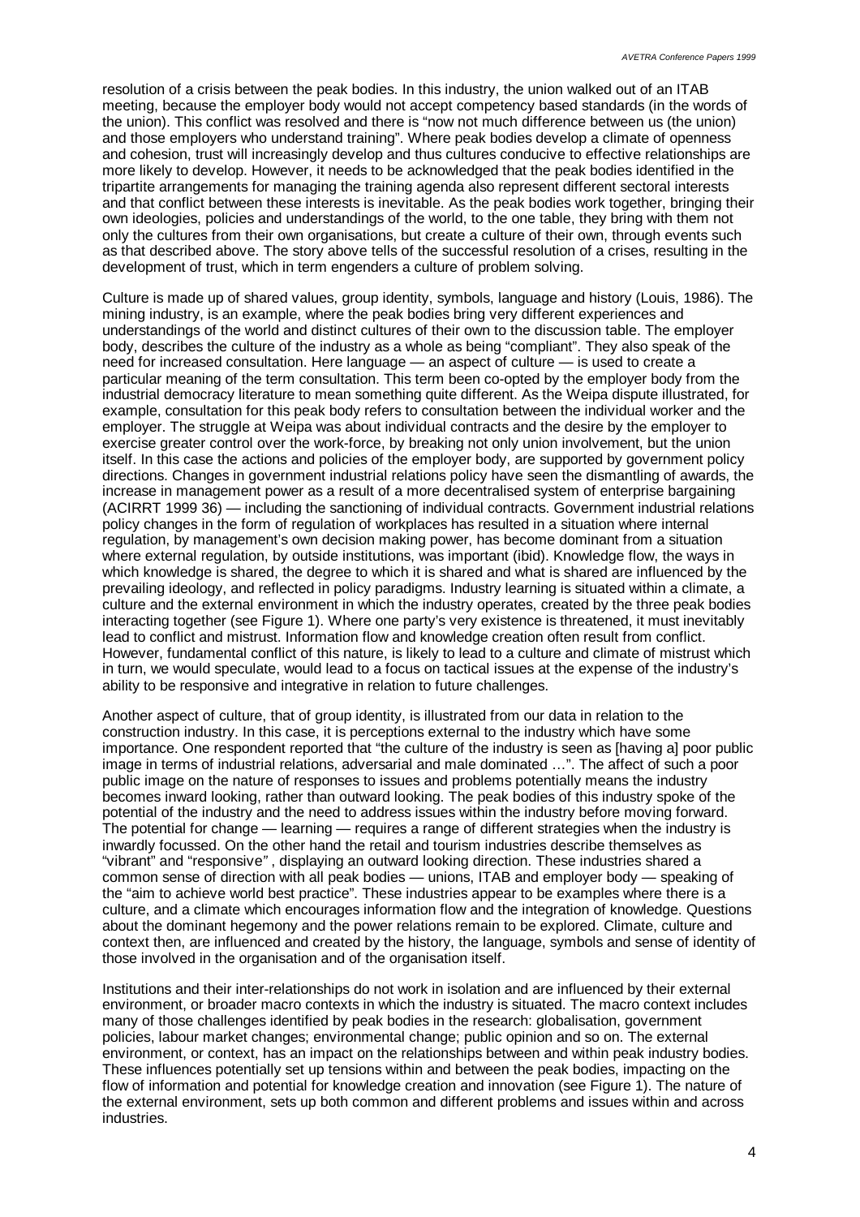resolution of a crisis between the peak bodies. In this industry, the union walked out of an ITAB meeting, because the employer body would not accept competency based standards (in the words of the union). This conflict was resolved and there is "now not much difference between us (the union) and those employers who understand training". Where peak bodies develop a climate of openness and cohesion, trust will increasingly develop and thus cultures conducive to effective relationships are more likely to develop. However, it needs to be acknowledged that the peak bodies identified in the tripartite arrangements for managing the training agenda also represent different sectoral interests and that conflict between these interests is inevitable. As the peak bodies work together, bringing their own ideologies, policies and understandings of the world, to the one table, they bring with them not only the cultures from their own organisations, but create a culture of their own, through events such as that described above. The story above tells of the successful resolution of a crises, resulting in the development of trust, which in term engenders a culture of problem solving.

Culture is made up of shared values, group identity, symbols, language and history (Louis, 1986). The mining industry, is an example, where the peak bodies bring very different experiences and understandings of the world and distinct cultures of their own to the discussion table. The employer body, describes the culture of the industry as a whole as being "compliant". They also speak of the need for increased consultation. Here language — an aspect of culture — is used to create a particular meaning of the term consultation. This term been co-opted by the employer body from the industrial democracy literature to mean something quite different. As the Weipa dispute illustrated, for example, consultation for this peak body refers to consultation between the individual worker and the employer. The struggle at Weipa was about individual contracts and the desire by the employer to exercise greater control over the work-force, by breaking not only union involvement, but the union itself. In this case the actions and policies of the employer body, are supported by government policy directions. Changes in government industrial relations policy have seen the dismantling of awards, the increase in management power as a result of a more decentralised system of enterprise bargaining (ACIRRT 1999 36) — including the sanctioning of individual contracts. Government industrial relations policy changes in the form of regulation of workplaces has resulted in a situation where internal regulation, by management's own decision making power, has become dominant from a situation where external regulation, by outside institutions, was important (ibid). Knowledge flow, the ways in which knowledge is shared, the degree to which it is shared and what is shared are influenced by the prevailing ideology, and reflected in policy paradigms. Industry learning is situated within a climate, a culture and the external environment in which the industry operates, created by the three peak bodies interacting together (see Figure 1). Where one party's very existence is threatened, it must inevitably lead to conflict and mistrust. Information flow and knowledge creation often result from conflict. However, fundamental conflict of this nature, is likely to lead to a culture and climate of mistrust which in turn, we would speculate, would lead to a focus on tactical issues at the expense of the industry's ability to be responsive and integrative in relation to future challenges.

Another aspect of culture, that of group identity, is illustrated from our data in relation to the construction industry. In this case, it is perceptions external to the industry which have some importance. One respondent reported that "the culture of the industry is seen as [having a] poor public image in terms of industrial relations, adversarial and male dominated …". The affect of such a poor public image on the nature of responses to issues and problems potentially means the industry becomes inward looking, rather than outward looking. The peak bodies of this industry spoke of the potential of the industry and the need to address issues within the industry before moving forward. The potential for change — learning — requires a range of different strategies when the industry is inwardly focussed. On the other hand the retail and tourism industries describe themselves as "vibrant" and "responsive", displaying an outward looking direction. These industries shared a common sense of direction with all peak bodies — unions, ITAB and employer body — speaking of the "aim to achieve world best practice". These industries appear to be examples where there is a culture, and a climate which encourages information flow and the integration of knowledge. Questions about the dominant hegemony and the power relations remain to be explored. Climate, culture and context then, are influenced and created by the history, the language, symbols and sense of identity of those involved in the organisation and of the organisation itself.

Institutions and their inter-relationships do not work in isolation and are influenced by their external environment, or broader macro contexts in which the industry is situated. The macro context includes many of those challenges identified by peak bodies in the research: globalisation, government policies, labour market changes; environmental change; public opinion and so on. The external environment, or context, has an impact on the relationships between and within peak industry bodies. These influences potentially set up tensions within and between the peak bodies, impacting on the flow of information and potential for knowledge creation and innovation (see Figure 1). The nature of the external environment, sets up both common and different problems and issues within and across industries.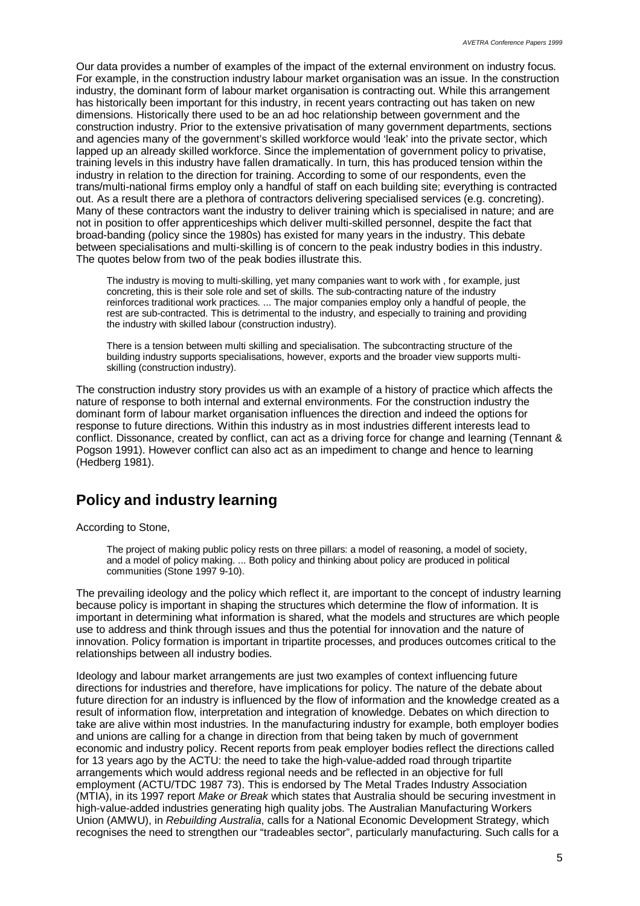Our data provides a number of examples of the impact of the external environment on industry focus. For example, in the construction industry labour market organisation was an issue. In the construction industry, the dominant form of labour market organisation is contracting out. While this arrangement has historically been important for this industry, in recent years contracting out has taken on new dimensions. Historically there used to be an ad hoc relationship between government and the construction industry. Prior to the extensive privatisation of many government departments, sections and agencies many of the government's skilled workforce would 'leak' into the private sector, which lapped up an already skilled workforce. Since the implementation of government policy to privatise, training levels in this industry have fallen dramatically. In turn, this has produced tension within the industry in relation to the direction for training. According to some of our respondents, even the trans/multi-national firms employ only a handful of staff on each building site; everything is contracted out. As a result there are a plethora of contractors delivering specialised services (e.g. concreting). Many of these contractors want the industry to deliver training which is specialised in nature; and are not in position to offer apprenticeships which deliver multi-skilled personnel, despite the fact that broad-banding (policy since the 1980s) has existed for many years in the industry. This debate between specialisations and multi-skilling is of concern to the peak industry bodies in this industry. The quotes below from two of the peak bodies illustrate this.

> The industry is moving to multi-skilling, yet many companies want to work with , for example, just concreting, this is their sole role and set of skills. The sub-contracting nature of the industry reinforces traditional work practices. ... The major companies employ only a handful of people, the rest are sub-contracted. This is detrimental to the industry, and especially to training and providing the industry with skilled labour (construction industry).

> There is a tension between multi skilling and specialisation. The subcontracting structure of the building industry supports specialisations, however, exports and the broader view supports multi-skilling (construction industry).

The construction industry story provides us with an example of a history of practice which affects the nature of response to both internal and external environments. For the construction industry the dominant form of labour market organisation influences the direction and indeed the options for response to future directions. Within this industry as in most industries different interests lead to conflict. Dissonance, created by conflict, can act as a driving force for change and learning (Tennant & Pogson 1991). However conflict can also act as an impediment to change and hence to learning (Hedberg 1981).

## Policy and industry learning

According to Stone,

> The project of making public policy rests on three pillars: a model of reasoning, a model of society, and a model of policy making. ... Both policy and thinking about policy are produced in political communities (Stone 1997 9-10).

The prevailing ideology and the policy which reflect it, are important to the concept of industry learning because policy is important in shaping the structures which determine the flow of information. It is important in determining what information is shared, what the models and structures are which people use to address and think through issues and thus the potential for innovation and the nature of innovation. Policy formation is important in tripartite processes, and produces outcomes critical to the relationships between all industry bodies.

Ideology and labour market arrangements are just two examples of context influencing future directions for industries and therefore, have implications for policy. The nature of the debate about future direction for an industry is influenced by the flow of information and the knowledge created as a result of information flow, interpretation and integration of knowledge. Debates on which direction to take are alive within most industries. In the manufacturing industry for example, both employer bodies and unions are calling for a change in direction from that being taken by much of government economic and industry policy. Recent reports from peak employer bodies reflect the directions called for 13 years ago by the ACTU: the need to take the high-value-added road through tripartite arrangements which would address regional needs and be reflected in an objective for full employment (ACTU/TDC 1987 73). This is endorsed by The Metal Trades Industry Association (MTIA), in its 1997 report *Make or Break* which states that Australia should be securing investment in high-value-added industries generating high quality jobs. The Australian Manufacturing Workers Union (AMWU), in *Rebuilding Australia*, calls for a National Economic Development Strategy, which recognises the need to strengthen our "tradeables sector", particularly manufacturing. Such calls for a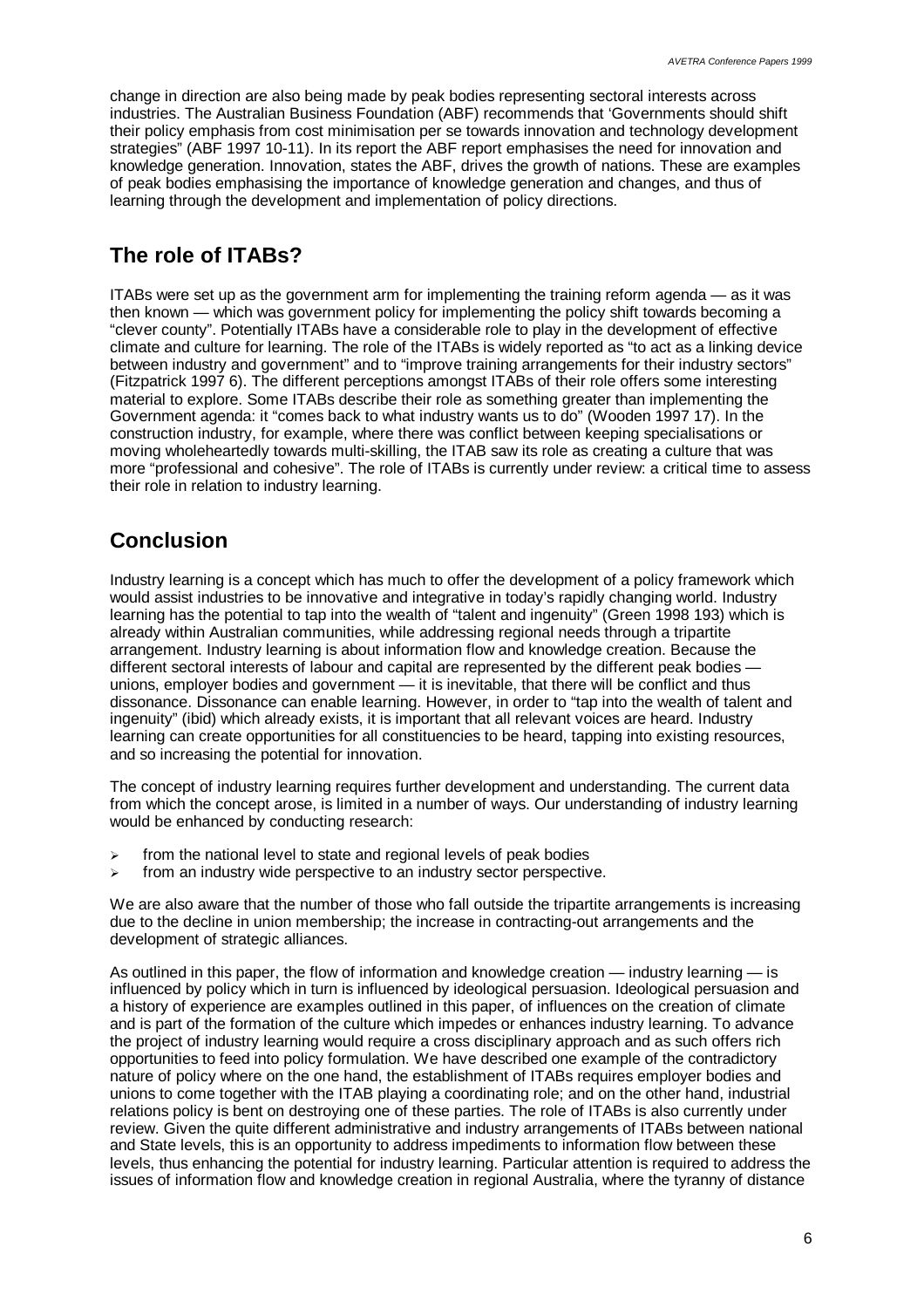change in direction are also being made by peak bodies representing sectoral interests across industries. The Australian Business Foundation (ABF) recommends that 'Governments should shift their policy emphasis from cost minimisation per se towards innovation and technology development strategies" (ABF 1997 10-11). In its report the ABF report emphasises the need for innovation and knowledge generation. Innovation, states the ABF, drives the growth of nations. These are examples of peak bodies emphasising the importance of knowledge generation and changes, and thus of learning through the development and implementation of policy directions.

## The role of ITABs?

ITABs were set up as the government arm for implementing the training reform agenda — as it was then known — which was government policy for implementing the policy shift towards becoming a "clever county". Potentially ITABs have a considerable role to play in the development of effective climate and culture for learning. The role of the ITABs is widely reported as "to act as a linking device between industry and government" and to "improve training arrangements for their industry sectors" (Fitzpatrick 1997 6). The different perceptions amongst ITABs of their role offers some interesting material to explore. Some ITABs describe their role as something greater than implementing the Government agenda: it "comes back to what industry wants us to do" (Wooden 1997 17). In the construction industry, for example, where there was conflict between keeping specialisations or moving wholeheartedly towards multi-skilling, the ITAB saw its role as creating a culture that was more "professional and cohesive". The role of ITABs is currently under review: a critical time to assess their role in relation to industry learning.

## Conclusion

Industry learning is a concept which has much to offer the development of a policy framework which would assist industries to be innovative and integrative in today's rapidly changing world. Industry learning has the potential to tap into the wealth of "talent and ingenuity" (Green 1998 193) which is already within Australian communities, while addressing regional needs through a tripartite arrangement. Industry learning is about information flow and knowledge creation. Because the different sectoral interests of labour and capital are represented by the different peak bodies — unions, employer bodies and government — it is inevitable, that there will be conflict and thus dissonance. Dissonance can enable learning. However, in order to "tap into the wealth of talent and ingenuity" (ibid) which already exists, it is important that all relevant voices are heard. Industry learning can create opportunities for all constituencies to be heard, tapping into existing resources, and so increasing the potential for innovation.

The concept of industry learning requires further development and understanding. The current data from which the concept arose, is limited in a number of ways. Our understanding of industry learning would be enhanced by conducting research:

- from the national level to state and regional levels of peak bodies
- from an industry wide perspective to an industry sector perspective.

We are also aware that the number of those who fall outside the tripartite arrangements is increasing due to the decline in union membership; the increase in contracting-out arrangements and the development of strategic alliances.

As outlined in this paper, the flow of information and knowledge creation — industry learning — is influenced by policy which in turn is influenced by ideological persuasion. Ideological persuasion and a history of experience are examples outlined in this paper, of influences on the creation of climate and is part of the formation of the culture which impedes or enhances industry learning. To advance the project of industry learning would require a cross disciplinary approach and as such offers rich opportunities to feed into policy formulation. We have described one example of the contradictory nature of policy where on the one hand, the establishment of ITABs requires employer bodies and unions to come together with the ITAB playing a coordinating role; and on the other hand, industrial relations policy is bent on destroying one of these parties. The role of ITABs is also currently under review. Given the quite different administrative and industry arrangements of ITABs between national and State levels, this is an opportunity to address impediments to information flow between these levels, thus enhancing the potential for industry learning. Particular attention is required to address the issues of information flow and knowledge creation in regional Australia, where the tyranny of distance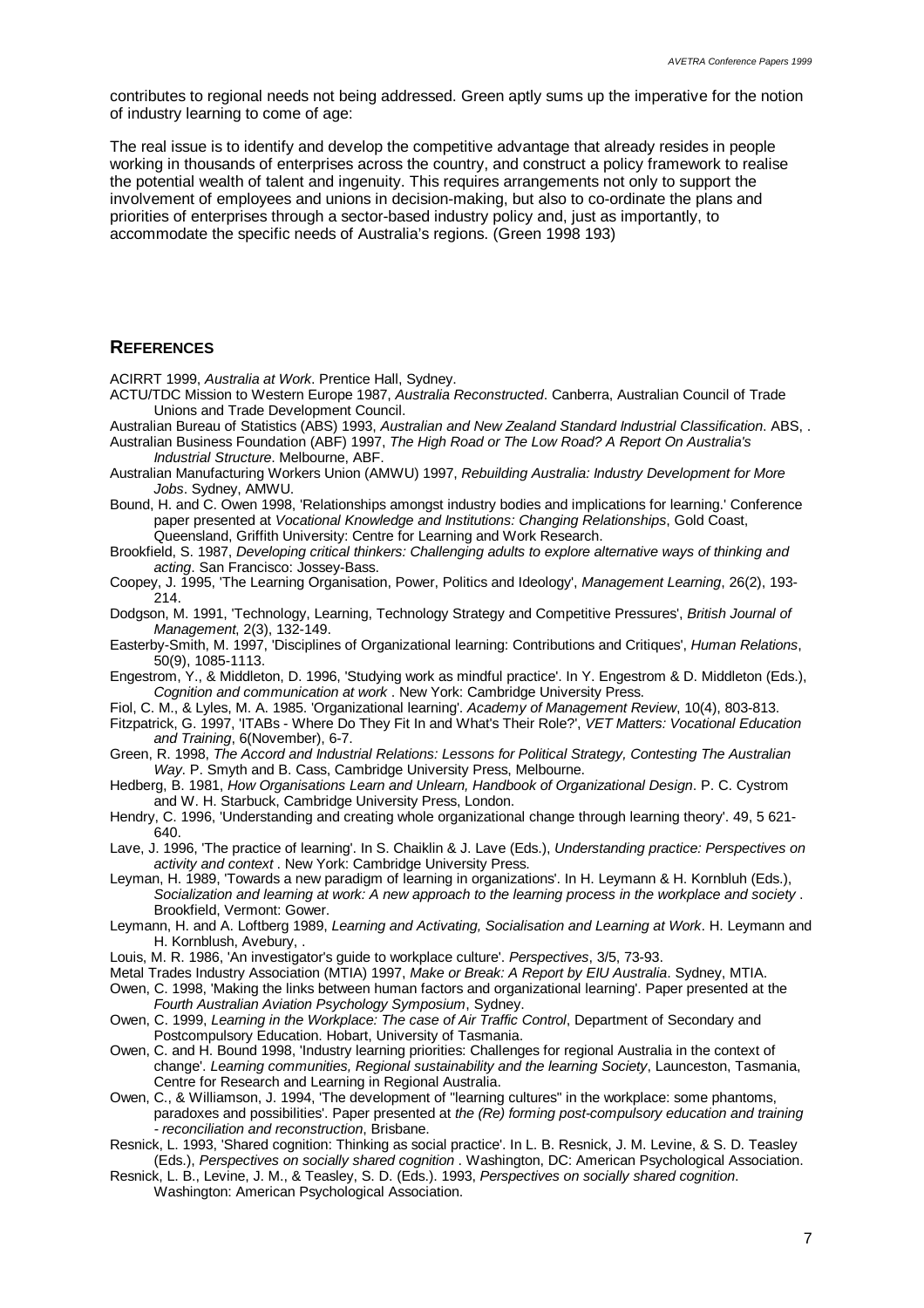contributes to regional needs not being addressed. Green aptly sums up the imperative for the notion of industry learning to come of age:

The real issue is to identify and develop the competitive advantage that already resides in people working in thousands of enterprises across the country, and construct a policy framework to realise the potential wealth of talent and ingenuity. This requires arrangements not only to support the involvement of employees and unions in decision-making, but also to co-ordinate the plans and priorities of enterprises through a sector-based industry policy and, just as importantly, to accommodate the specific needs of Australia's regions. (Green 1998 193)

## REFERENCES

ACIRRT 1999, *Australia at Work*. Prentice Hall, Sydney.

ACTU/TDC Mission to Western Europe 1987, *Australia Reconstructed*. Canberra, Australian Council of Trade Unions and Trade Development Council.

Australian Bureau of Statistics (ABS) 1993, *Australian and New Zealand Standard Industrial Classification*. ABS, .

Australian Business Foundation (ABF) 1997, *The High Road or The Low Road? A Report On Australia's Industrial Structure*. Melbourne, ABF.

Australian Manufacturing Workers Union (AMWU) 1997, *Rebuilding Australia: Industry Development for More Jobs*. Sydney, AMWU.

Bound, H. and C. Owen 1998, 'Relationships amongst industry bodies and implications for learning.' Conference paper presented at *Vocational Knowledge and Institutions: Changing Relationships*, Gold Coast, Queensland, Griffith University: Centre for Learning and Work Research.

Brookfield, S. 1987, *Developing critical thinkers: Challenging adults to explore alternative ways of thinking and acting*. San Francisco: Jossey-Bass.

Coopey, J. 1995, 'The Learning Organisation, Power, Politics and Ideology', *Management Learning*, 26(2), 193-214.

Dodgson, M. 1991, 'Technology, Learning, Technology Strategy and Competitive Pressures', *British Journal of Management*, 2(3), 132-149.

Easterby-Smith, M. 1997, 'Disciplines of Organizational learning: Contributions and Critiques', *Human Relations*, 50(9), 1085-1113.

Engestrom, Y., & Middleton, D. 1996, 'Studying work as mindful practice'. In Y. Engestrom & D. Middleton (Eds.), *Cognition and communication at work* . New York: Cambridge University Press.

Fiol, C. M., & Lyles, M. A. 1985. 'Organizational learning'. *Academy of Management Review*, 10(4), 803-813.

Fitzpatrick, G. 1997, 'ITABs - Where Do They Fit In and What's Their Role?', *VET Matters: Vocational Education and Training*, 6(November), 6-7.

Green, R. 1998, *The Accord and Industrial Relations: Lessons for Political Strategy, Contesting The Australian Way*. P. Smyth and B. Cass, Cambridge University Press, Melbourne.

Hedberg, B. 1981, *How Organisations Learn and Unlearn, Handbook of Organizational Design*. P. C. Cystrom and W. H. Starbuck, Cambridge University Press, London.

Hendry, C. 1996, 'Understanding and creating whole organizational change through learning theory'. 49, 5 621-640.

Lave, J. 1996, 'The practice of learning'. In S. Chaiklin & J. Lave (Eds.), *Understanding practice: Perspectives on activity and context* . New York: Cambridge University Press.

Leyman, H. 1989, 'Towards a new paradigm of learning in organizations'. In H. Leymann & H. Kornbluh (Eds.), *Socialization and learning at work: A new approach to the learning process in the workplace and society* . Brookfield, Vermont: Gower.

Leymann, H. and A. Loftberg 1989, *Learning and Activating, Socialisation and Learning at Work*. H. Leymann and H. Kornblush, Avebury, .

Louis, M. R. 1986, 'An investigator's guide to workplace culture'. *Perspectives*, 3/5, 73-93.

Metal Trades Industry Association (MTIA) 1997, *Make or Break: A Report by EIU Australia*. Sydney, MTIA.

Owen, C. 1998, 'Making the links between human factors and organizational learning'. Paper presented at the *Fourth Australian Aviation Psychology Symposium*, Sydney.

Owen, C. 1999, *Learning in the Workplace: The case of Air Traffic Control*, Department of Secondary and Postcompulsory Education. Hobart, University of Tasmania.

Owen, C. and H. Bound 1998, 'Industry learning priorities: Challenges for regional Australia in the context of change'. *Learning communities, Regional sustainability and the learning Society*, Launceston, Tasmania, Centre for Research and Learning in Regional Australia.

Owen, C., & Williamson, J. 1994, 'The development of "learning cultures" in the workplace: some phantoms, paradoxes and possibilities'. Paper presented at *the (Re) forming post-compulsory education and training - reconciliation and reconstruction*, Brisbane.

Resnick, L. 1993, 'Shared cognition: Thinking as social practice'. In L. B. Resnick, J. M. Levine, & S. D. Teasley (Eds.), *Perspectives on socially shared cognition* . Washington, DC: American Psychological Association.

Resnick, L. B., Levine, J. M., & Teasley, S. D. (Eds.). 1993, *Perspectives on socially shared cognition*. Washington: American Psychological Association.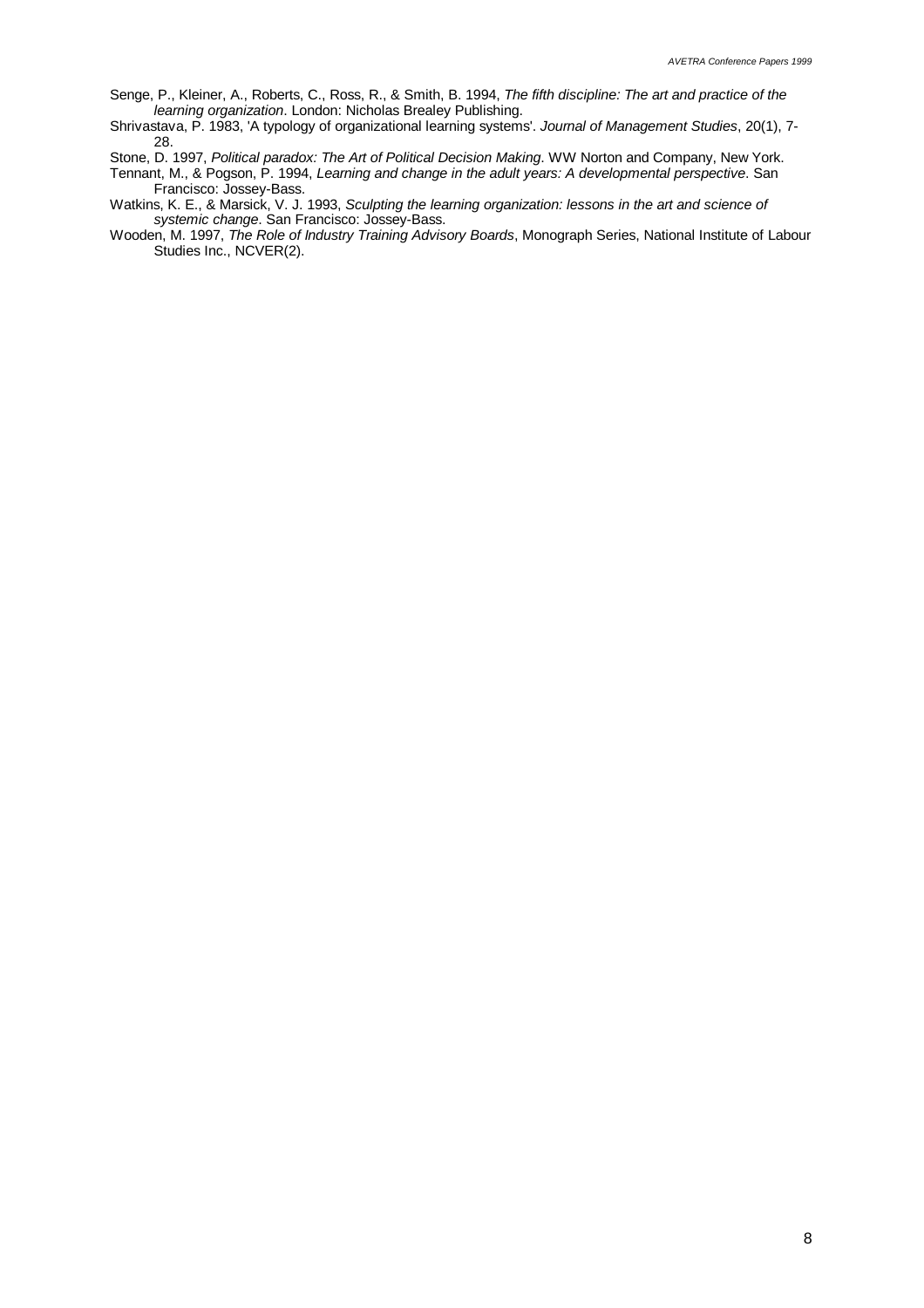Senge, P., Kleiner, A., Roberts, C., Ross, R., & Smith, B. 1994, *The fifth discipline: The art and practice of the learning organization*. London: Nicholas Brealey Publishing.

Shrivastava, P. 1983, 'A typology of organizational learning systems'. *Journal of Management Studies*, 20(1), 7-28.

Stone, D. 1997, *Political paradox: The Art of Political Decision Making*. WW Norton and Company, New York.

Tennant, M., & Pogson, P. 1994, *Learning and change in the adult years: A developmental perspective*. San Francisco: Jossey-Bass.

Watkins, K. E., & Marsick, V. J. 1993, *Sculpting the learning organization: lessons in the art and science of systemic change*. San Francisco: Jossey-Bass.

Wooden, M. 1997, *The Role of Industry Training Advisory Boards*, Monograph Series, National Institute of Labour Studies Inc., NCVER(2).